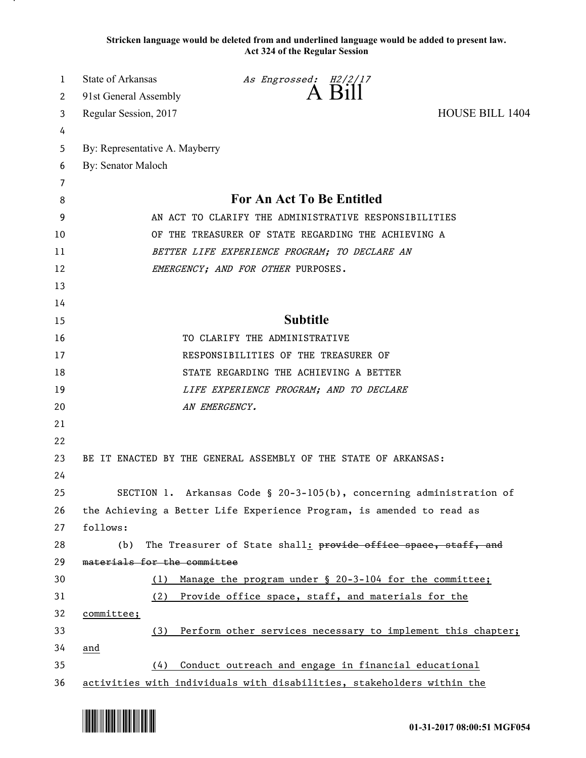**Stricken language would be deleted from and underlined language would be added to present law.**
**Act 324 of the Regular Session**

State of Arkansas
91st General Assembly
Regular Session, 2017

*As Engrossed: H2/2/17*

# A Bill

HOUSE BILL 1404

By: Representative A. Mayberry
By: Senator Maloch

## For An Act To Be Entitled

AN ACT TO CLARIFY THE ADMINISTRATIVE RESPONSIBILITIES OF THE TREASURER OF STATE REGARDING THE ACHIEVING A *BETTER LIFE EXPERIENCE PROGRAM; TO DECLARE AN EMERGENCY; AND FOR OTHER* PURPOSES.

## Subtitle

TO CLARIFY THE ADMINISTRATIVE RESPONSIBILITIES OF THE TREASURER OF STATE REGARDING THE ACHIEVING A BETTER *LIFE EXPERIENCE PROGRAM; AND TO DECLARE AN EMERGENCY.*

BE IT ENACTED BY THE GENERAL ASSEMBLY OF THE STATE OF ARKANSAS:

SECTION 1. Arkansas Code § 20-3-105(b), concerning administration of the Achieving a Better Life Experience Program, is amended to read as follows:

(b) The Treasurer of State shall<u>:</u> ~~provide office space, staff, and materials for the committee~~

<u>(1) Manage the program under § 20-3-104 for the committee;</u>

<u>(2) Provide office space, staff, and materials for the committee;</u>

<u>(3) Perform other services necessary to implement this chapter; and</u>

<u>(4) Conduct outreach and engage in financial educational activities with individuals with disabilities, stakeholders within the</u>

01-31-2017 08:00:51 MGF054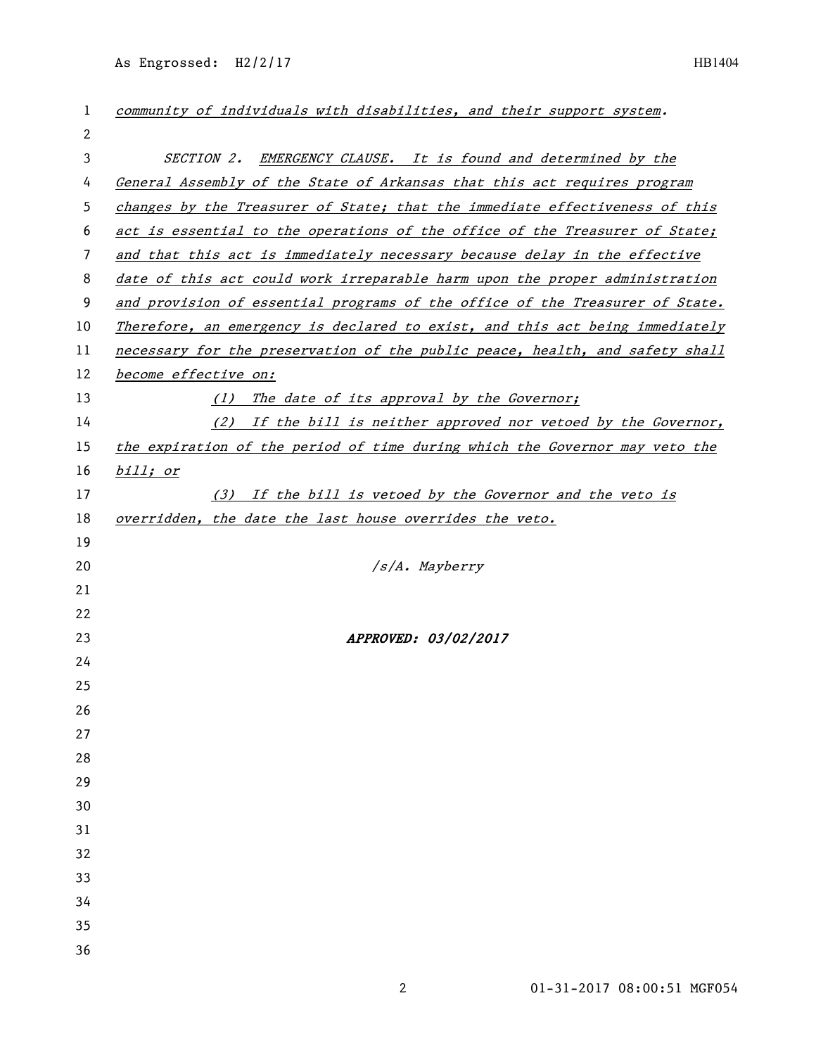*community of individuals with disabilities, and their support system.*

*SECTION 2. EMERGENCY CLAUSE. It is found and determined by the General Assembly of the State of Arkansas that this act requires program changes by the Treasurer of State; that the immediate effectiveness of this act is essential to the operations of the office of the Treasurer of State; and that this act is immediately necessary because delay in the effective date of this act could work irreparable harm upon the proper administration and provision of essential programs of the office of the Treasurer of State. Therefore, an emergency is declared to exist, and this act being immediately necessary for the preservation of the public peace, health, and safety shall become effective on:*

*(1) The date of its approval by the Governor;*

*(2) If the bill is neither approved nor vetoed by the Governor, the expiration of the period of time during which the Governor may veto the bill; or*

*(3) If the bill is vetoed by the Governor and the veto is overridden, the date the last house overrides the veto.*

*/s/A. Mayberry*

***APPROVED: 03/02/2017***